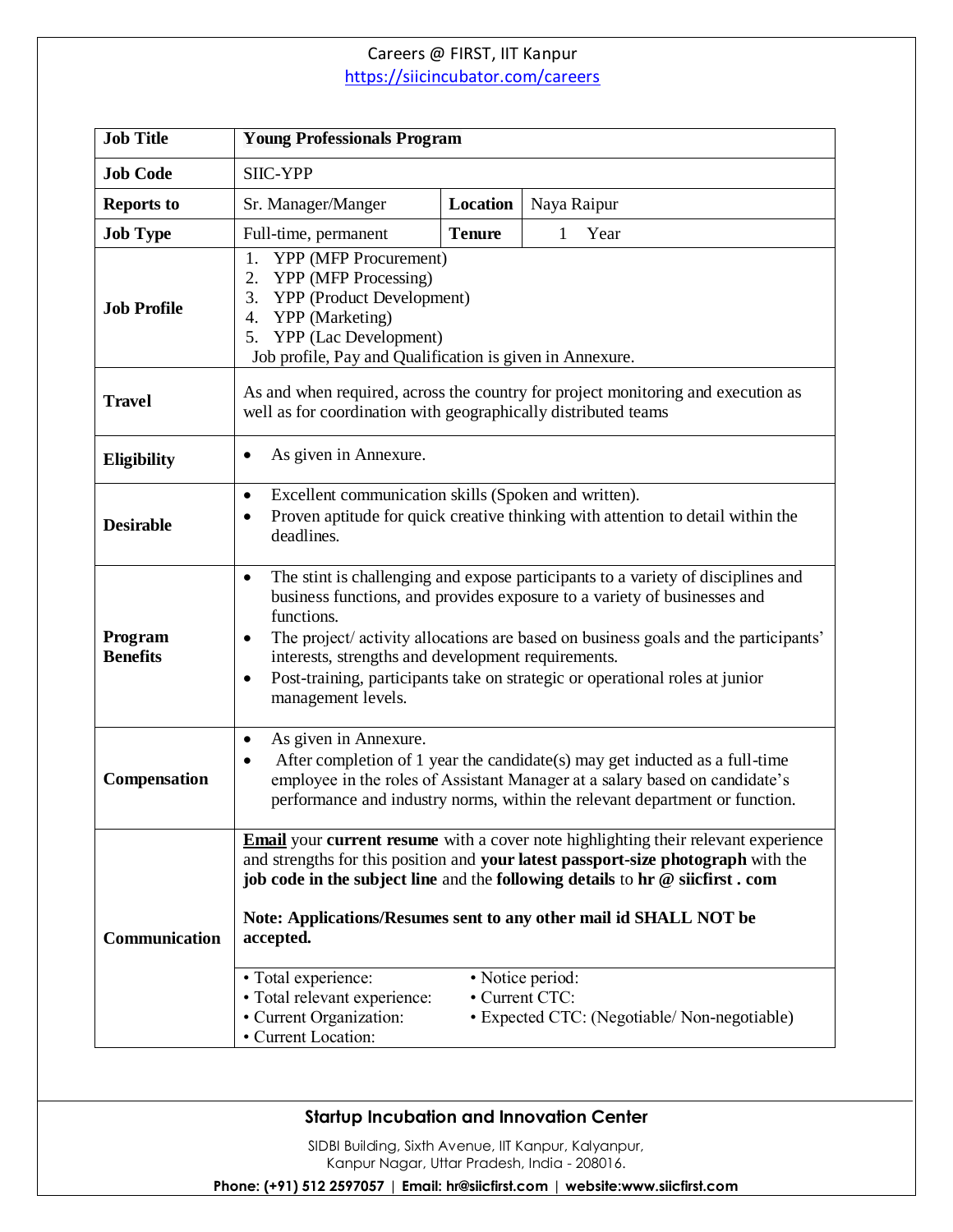Careers @ FIRST, IIT Kanpur
https://siicincubator.com/careers

| | | | |
|---|---|---|---|
| **Job Title** | **Young Professionals Program** | | |
| **Job Code** | SIIC-YPP | | |
| **Reports to** | Sr. Manager/Manger | **Location** | Naya Raipur |
| **Job Type** | Full-time, permanent | **Tenure** | 1 Year |
| **Job Profile** | 1. YPP (MFP Procurement)<br>2. YPP (MFP Processing)<br>3. YPP (Product Development)<br>4. YPP (Marketing)<br>5. YPP (Lac Development)<br>Job profile, Pay and Qualification is given in Annexure. | | |
| **Travel** | As and when required, across the country for project monitoring and execution as well as for coordination with geographically distributed teams | | |
| **Eligibility** | • As given in Annexure. | | |
| **Desirable** | • Excellent communication skills (Spoken and written).<br>• Proven aptitude for quick creative thinking with attention to detail within the deadlines. | | |
| **Program Benefits** | • The stint is challenging and expose participants to a variety of disciplines and business functions, and provides exposure to a variety of businesses and functions.<br>• The project/ activity allocations are based on business goals and the participants' interests, strengths and development requirements.<br>• Post-training, participants take on strategic or operational roles at junior management levels. | | |
| **Compensation** | • As given in Annexure.<br>• After completion of 1 year the candidate(s) may get inducted as a full-time employee in the roles of Assistant Manager at a salary based on candidate's performance and industry norms, within the relevant department or function. | | |
| **Communication** | **Email** your **current resume** with a cover note highlighting their relevant experience and strengths for this position and **your latest passport-size photograph** with the **job code in the subject line** and the **following details** to **hr @ siicfirst . com**<br><br>**Note: Applications/Resumes sent to any other mail id SHALL NOT be accepted.** | | |
| | • Total experience:<br>• Total relevant experience:<br>• Current Organization:<br>• Current Location: | • Notice period:<br>• Current CTC:<br>• Expected CTC: (Negotiable/ Non-negotiable) | |

**Startup Incubation and Innovation Center**

SIDBI Building, Sixth Avenue, IIT Kanpur, Kalyanpur,
Kanpur Nagar, Uttar Pradesh, India - 208016.

**Phone: (+91) 512 2597057 | Email: hr@siicfirst.com | website:www.siicfirst.com**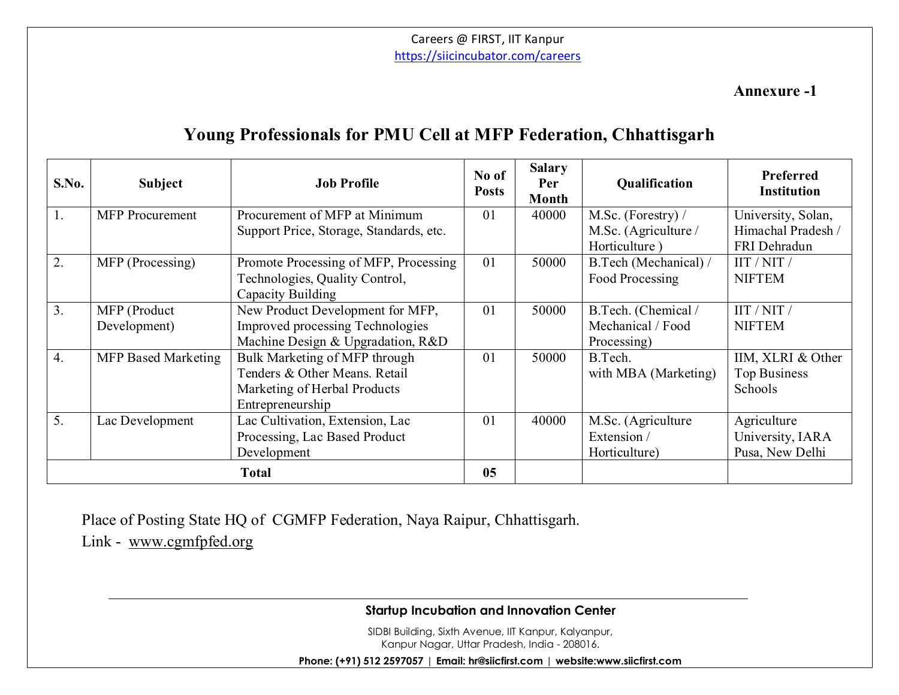Careers @ FIRST, IIT Kanpur
https://siicincubator.com/careers

**Annexure -1**

## Young Professionals for PMU Cell at MFP Federation, Chhattisgarh

| S.No. | Subject | Job Profile | No of Posts | Salary Per Month | Qualification | Preferred Institution |
|---|---|---|---|---|---|---|
| 1. | MFP Procurement | Procurement of MFP at Minimum Support Price, Storage, Standards, etc. | 01 | 40000 | M.Sc. (Forestry) / M.Sc. (Agriculture / Horticulture ) | University, Solan, Himachal Pradesh / FRI Dehradun |
| 2. | MFP (Processing) | Promote Processing of MFP, Processing Technologies, Quality Control, Capacity Building | 01 | 50000 | B.Tech (Mechanical) / Food Processing | IIT / NIT / NIFTEM |
| 3. | MFP (Product Development) | New Product Development for MFP, Improved processing Technologies Machine Design & Upgradation, R&D | 01 | 50000 | B.Tech. (Chemical / Mechanical / Food Processing) | IIT / NIT / NIFTEM |
| 4. | MFP Based Marketing | Bulk Marketing of MFP through Tenders & Other Means. Retail Marketing of Herbal Products Entrepreneurship | 01 | 50000 | B.Tech. with MBA (Marketing) | IIM, XLRI & Other Top Business Schools |
| 5. | Lac Development | Lac Cultivation, Extension, Lac Processing, Lac Based Product Development | 01 | 40000 | M.Sc. (Agriculture Extension / Horticulture) | Agriculture University, IARA Pusa, New Delhi |
| **Total** | | | **05** | | | |

Place of Posting State HQ of CGMFP Federation, Naya Raipur, Chhattisgarh.

Link - www.cgmfpfed.org

**Startup Incubation and Innovation Center**

SIDBI Building, Sixth Avenue, IIT Kanpur, Kalyanpur,
Kanpur Nagar, Uttar Pradesh, India - 208016.

**Phone: (+91) 512 2597057 | Email: hr@siicfirst.com | website:www.siicfirst.com**